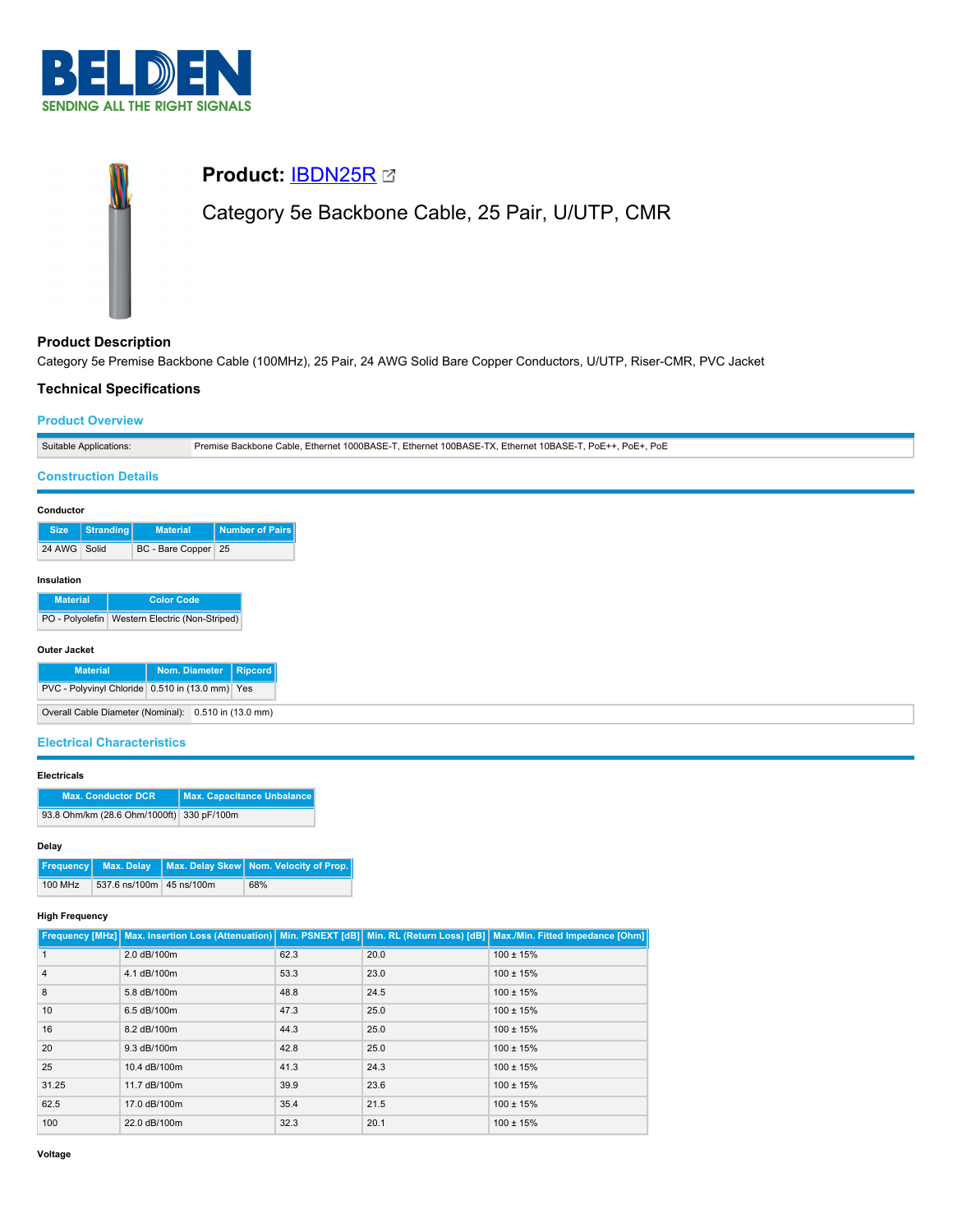# Product: IBDN25R

## Category 5e Backbone Cable, 25 Pair, U/UTP, CMR

### Product Description

Category 5e Premise Backbone Cable (100MHz), 25 Pair, 24 AWG Solid Bare Copper Conductors, U/UTP, Riser-CMR, PVC Jacket

### Technical Specifications

#### Product Overview

| Suitable Applications: | Premise Backbone Cable, Ethernet 1000BASE-T, Ethernet 100BASE-TX, Ethernet 10BASE-T, PoE++, PoE+, PoE |
|---|---|

#### Construction Details

**Conductor**

| Size | Stranding | Material | Number of Pairs |
|---|---|---|---|
| 24 AWG | Solid | BC - Bare Copper | 25 |

**Insulation**

| Material | Color Code |
|---|---|
| PO - Polyolefin | Western Electric (Non-Striped) |

**Outer Jacket**

| Material | Nom. Diameter | Ripcord |
|---|---|---|
| PVC - Polyvinyl Chloride | 0.510 in (13.0 mm) | Yes |

| Overall Cable Diameter (Nominal): | 0.510 in (13.0 mm) |
|---|---|

#### Electrical Characteristics

**Electricals**

| Max. Conductor DCR | Max. Capacitance Unbalance |
|---|---|
| 93.8 Ohm/km (28.6 Ohm/1000ft) | 330 pF/100m |

**Delay**

| Frequency | Max. Delay | Max. Delay Skew | Nom. Velocity of Prop. |
|---|---|---|---|
| 100 MHz | 537.6 ns/100m | 45 ns/100m | 68% |

**High Frequency**

| Frequency [MHz] | Max. Insertion Loss (Attenuation) | Min. PSNEXT [dB] | Min. RL (Return Loss) [dB] | Max./Min. Fitted Impedance [Ohm] |
|---|---|---|---|---|
| 1 | 2.0 dB/100m | 62.3 | 20.0 | 100 ± 15% |
| 4 | 4.1 dB/100m | 53.3 | 23.0 | 100 ± 15% |
| 8 | 5.8 dB/100m | 48.8 | 24.5 | 100 ± 15% |
| 10 | 6.5 dB/100m | 47.3 | 25.0 | 100 ± 15% |
| 16 | 8.2 dB/100m | 44.3 | 25.0 | 100 ± 15% |
| 20 | 9.3 dB/100m | 42.8 | 25.0 | 100 ± 15% |
| 25 | 10.4 dB/100m | 41.3 | 24.3 | 100 ± 15% |
| 31.25 | 11.7 dB/100m | 39.9 | 23.6 | 100 ± 15% |
| 62.5 | 17.0 dB/100m | 35.4 | 21.5 | 100 ± 15% |
| 100 | 22.0 dB/100m | 32.3 | 20.1 | 100 ± 15% |

**Voltage**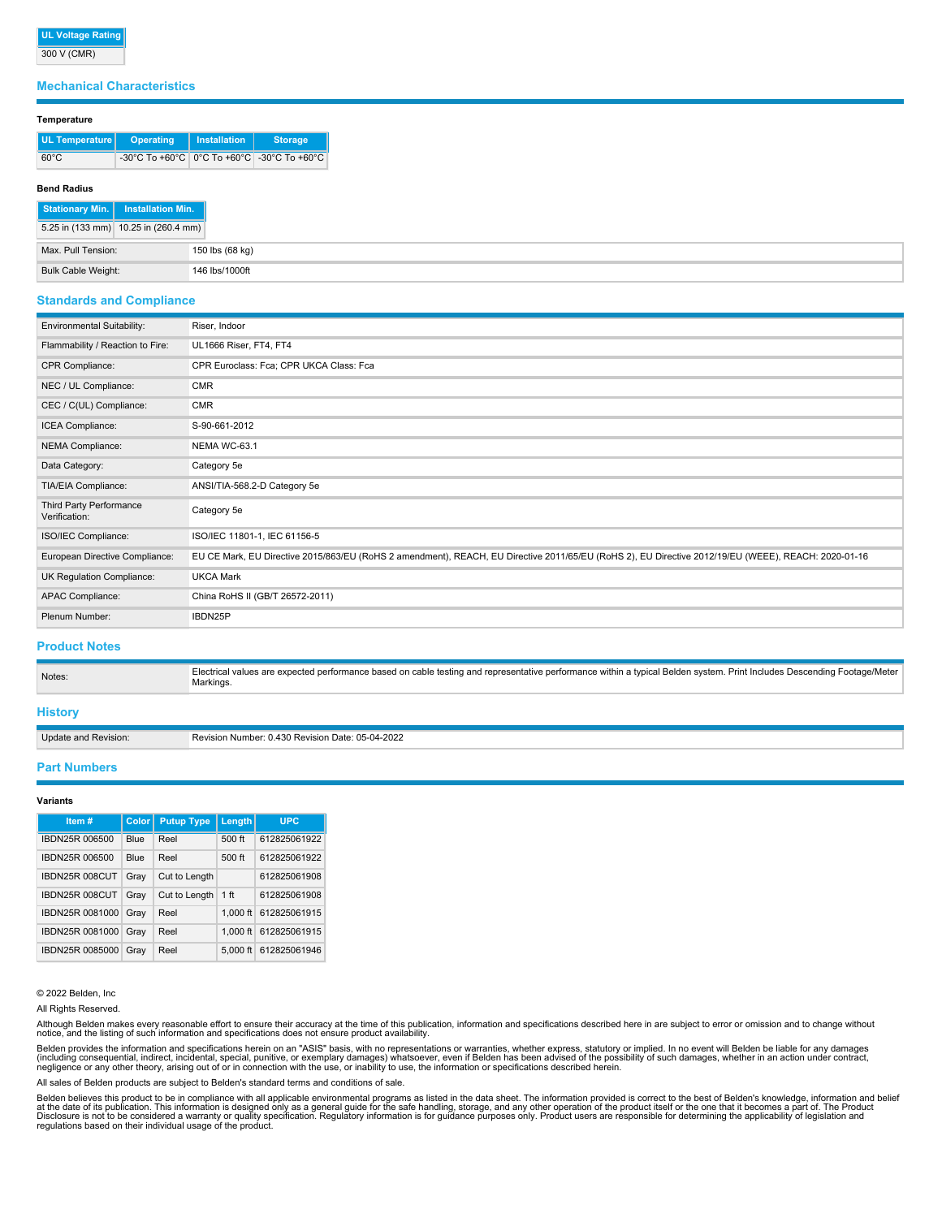| UL Voltage Rating |
| --- |
| 300 V (CMR) |

## Mechanical Characteristics

### Temperature

| UL Temperature | Operating | Installation | Storage |
| --- | --- | --- | --- |
| 60°C | -30°C To +60°C | 0°C To +60°C | -30°C To +60°C |

### Bend Radius

| Stationary Min. | Installation Min. |
| --- | --- |
| 5.25 in (133 mm) | 10.25 in (260.4 mm) |

| | |
| --- | --- |
| Max. Pull Tension: | 150 lbs (68 kg) |
| Bulk Cable Weight: | 146 lbs/1000ft |

## Standards and Compliance

| | |
| --- | --- |
| Environmental Suitability: | Riser, Indoor |
| Flammability / Reaction to Fire: | UL1666 Riser, FT4, FT4 |
| CPR Compliance: | CPR Euroclass: Fca; CPR UKCA Class: Fca |
| NEC / UL Compliance: | CMR |
| CEC / C(UL) Compliance: | CMR |
| ICEA Compliance: | S-90-661-2012 |
| NEMA Compliance: | NEMA WC-63.1 |
| Data Category: | Category 5e |
| TIA/EIA Compliance: | ANSI/TIA-568.2-D Category 5e |
| Third Party Performance Verification: | Category 5e |
| ISO/IEC Compliance: | ISO/IEC 11801-1, IEC 61156-5 |
| European Directive Compliance: | EU CE Mark, EU Directive 2015/863/EU (RoHS 2 amendment), REACH, EU Directive 2011/65/EU (RoHS 2), EU Directive 2012/19/EU (WEEE), REACH: 2020-01-16 |
| UK Regulation Compliance: | UKCA Mark |
| APAC Compliance: | China RoHS II (GB/T 26572-2011) |
| Plenum Number: | IBDN25P |

## Product Notes

| | |
| --- | --- |
| Notes: | Electrical values are expected performance based on cable testing and representative performance within a typical Belden system. Print Includes Descending Footage/Meter Markings. |

## History

| | |
| --- | --- |
| Update and Revision: | Revision Number: 0.430 Revision Date: 05-04-2022 |

## Part Numbers

### Variants

| Item # | Color | Putup Type | Length | UPC |
| --- | --- | --- | --- | --- |
| IBDN25R 006500 | Blue | Reel | 500 ft | 612825061922 |
| IBDN25R 006500 | Blue | Reel | 500 ft | 612825061922 |
| IBDN25R 008CUT | Gray | Cut to Length | | 612825061908 |
| IBDN25R 008CUT | Gray | Cut to Length | 1 ft | 612825061908 |
| IBDN25R 0081000 | Gray | Reel | 1,000 ft | 612825061915 |
| IBDN25R 0081000 | Gray | Reel | 1,000 ft | 612825061915 |
| IBDN25R 0085000 | Gray | Reel | 5,000 ft | 612825061946 |

© 2022 Belden, Inc

All Rights Reserved.

Although Belden makes every reasonable effort to ensure their accuracy at the time of this publication, information and specifications described here in are subject to error or omission and to change without notice, and the listing of such information and specifications does not ensure product availability.

Belden provides the information and specifications herein on an "ASIS" basis, with no representations or warranties, whether express, statutory or implied. In no event will Belden be liable for any damages (including consequential, indirect, incidental, special, punitive, or exemplary damages) whatsoever, even if Belden has been advised of the possibility of such damages, whether in an action under contract, negligence or any other theory, arising out of or in connection with the use, or inability to use, the information or specifications described herein.

All sales of Belden products are subject to Belden's standard terms and conditions of sale.

Belden believes this product to be in compliance with all applicable environmental programs as listed in the data sheet. The information provided is correct to the best of Belden's knowledge, information and belief at the date of its publication. This information is designed only as a general guide for the safe handling, storage, and any other operation of the product itself or the one that it becomes a part of. The Product Disclosure is not to be considered a warranty or quality specification. Regulatory information is for guidance purposes only. Product users are responsible for determining the applicability of legislation and regulations based on their individual usage of the product.